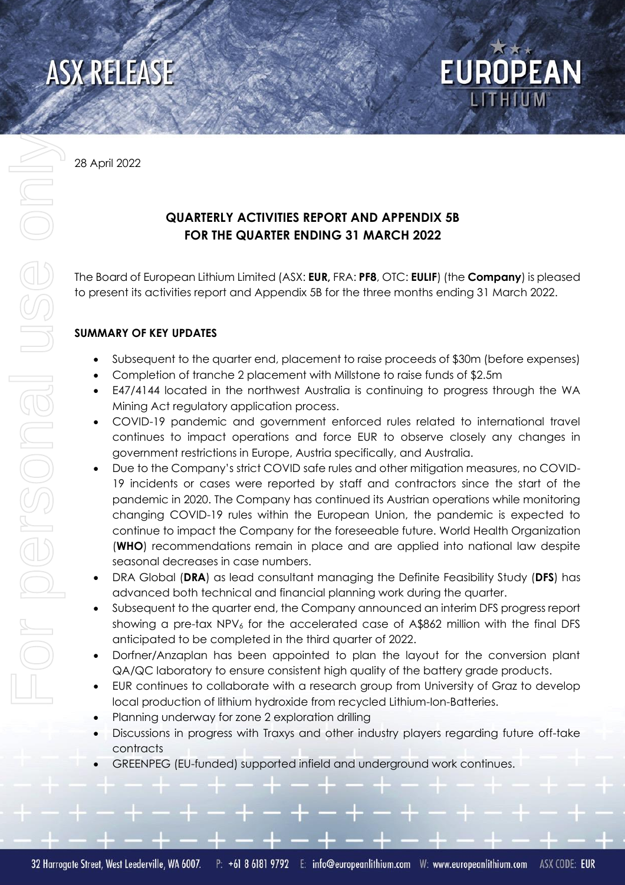# ASX RELEASE

28 April 2022

## QUARTERLY ACTIVITIES REPORT AND APPENDIX 5B FOR THE QUARTER ENDING 31 MARCH 2022

The Board of European Lithium Limited (ASX: **EUR,** FRA: **PF8**, OTC: **EULIF**) (the **Company**) is pleased to present its activities report and Appendix 5B for the three months ending 31 March 2022.

### SUMMARY OF KEY UPDATES

- Subsequent to the quarter end, placement to raise proceeds of $30m (before expenses)
- Completion of tranche 2 placement with Millstone to raise funds of $2.5m
- E47/4144 located in the northwest Australia is continuing to progress through the WA Mining Act regulatory application process.
- COVID-19 pandemic and government enforced rules related to international travel continues to impact operations and force EUR to observe closely any changes in government restrictions in Europe, Austria specifically, and Australia.
- Due to the Company's strict COVID safe rules and other mitigation measures, no COVID-19 incidents or cases were reported by staff and contractors since the start of the pandemic in 2020. The Company has continued its Austrian operations while monitoring changing COVID-19 rules within the European Union, the pandemic is expected to continue to impact the Company for the foreseeable future. World Health Organization (**WHO**) recommendations remain in place and are applied into national law despite seasonal decreases in case numbers.
- DRA Global (**DRA**) as lead consultant managing the Definite Feasibility Study (**DFS**) has advanced both technical and financial planning work during the quarter.
- Subsequent to the quarter end, the Company announced an interim DFS progress report showing a pre-tax $NPV_6$ for the accelerated case of A$862 million with the final DFS anticipated to be completed in the third quarter of 2022.
- Dorfner/Anzaplan has been appointed to plan the layout for the conversion plant QA/QC laboratory to ensure consistent high quality of the battery grade products.
- EUR continues to collaborate with a research group from University of Graz to develop local production of lithium hydroxide from recycled Lithium-Ion-Batteries.
- Planning underway for zone 2 exploration drilling
- Discussions in progress with Traxys and other industry players regarding future off-take contracts
- GREENPEG (EU-funded) supported infield and underground work continues.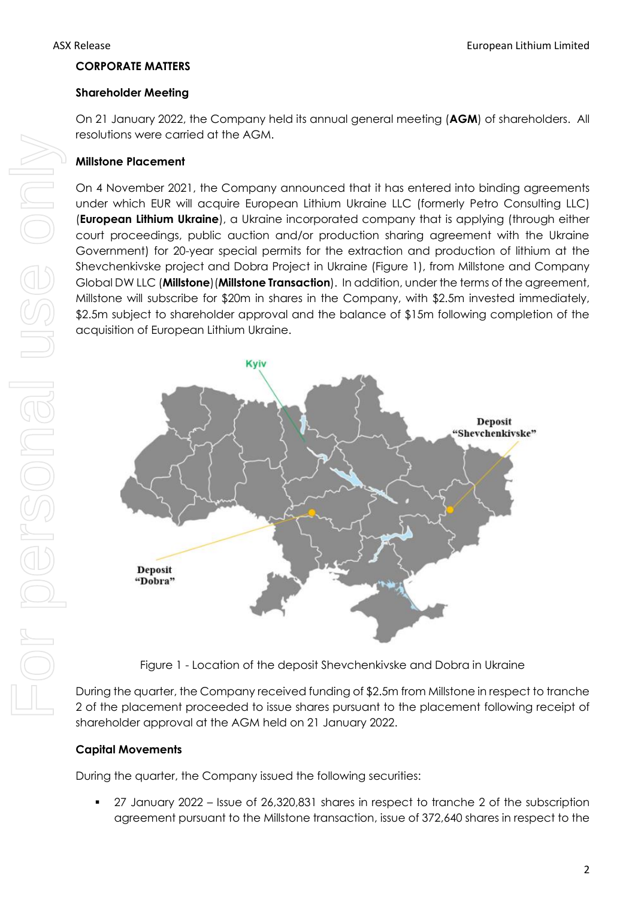## CORPORATE MATTERS

### Shareholder Meeting

On 21 January 2022, the Company held its annual general meeting (**AGM**) of shareholders. All resolutions were carried at the AGM.

### Millstone Placement

On 4 November 2021, the Company announced that it has entered into binding agreements under which EUR will acquire European Lithium Ukraine LLC (formerly Petro Consulting LLC) (**European Lithium Ukraine**), a Ukraine incorporated company that is applying (through either court proceedings, public auction and/or production sharing agreement with the Ukraine Government) for 20-year special permits for the extraction and production of lithium at the Shevchenkivske project and Dobra Project in Ukraine (Figure 1), from Millstone and Company Global DW LLC (**Millstone**)(**Millstone Transaction**). In addition, under the terms of the agreement, Millstone will subscribe for $20m in shares in the Company, with $2.5m invested immediately, $2.5m subject to shareholder approval and the balance of $15m following completion of the acquisition of European Lithium Ukraine.

Figure 1 - Location of the deposit Shevchenkivske and Dobra in Ukraine

During the quarter, the Company received funding of $2.5m from Millstone in respect to tranche 2 of the placement proceeded to issue shares pursuant to the placement following receipt of shareholder approval at the AGM held on 21 January 2022.

### Capital Movements

During the quarter, the Company issued the following securities:

- 27 January 2022 – Issue of 26,320,831 shares in respect to tranche 2 of the subscription agreement pursuant to the Millstone transaction, issue of 372,640 shares in respect to the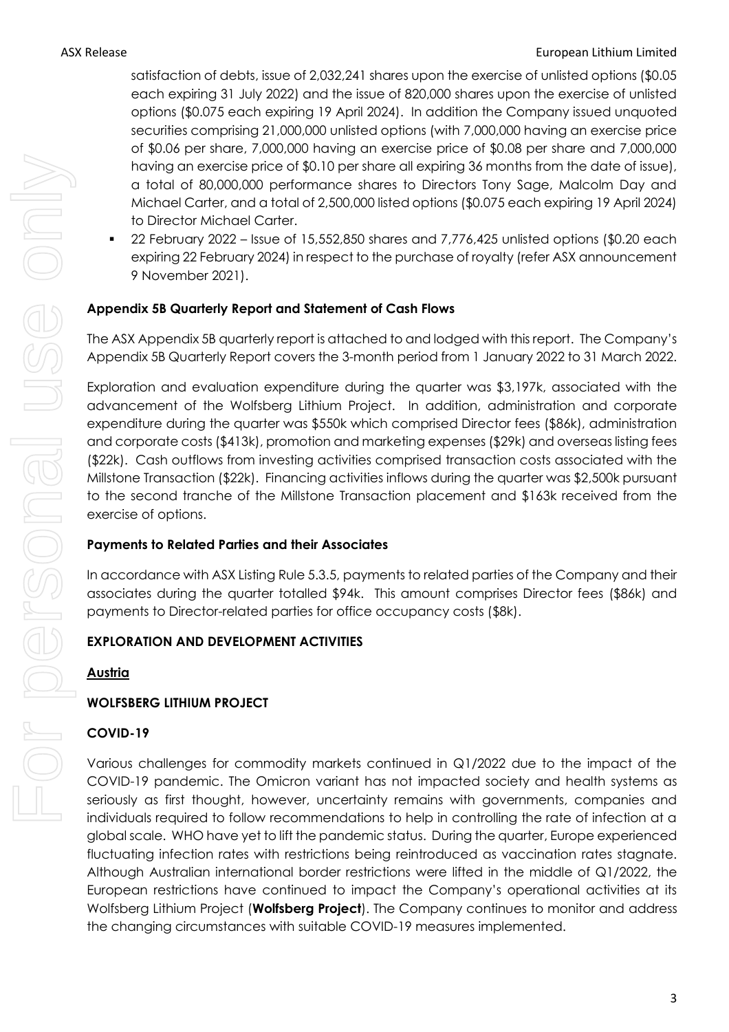satisfaction of debts, issue of 2,032,241 shares upon the exercise of unlisted options ($0.05 each expiring 31 July 2022) and the issue of 820,000 shares upon the exercise of unlisted options ($0.075 each expiring 19 April 2024). In addition the Company issued unquoted securities comprising 21,000,000 unlisted options (with 7,000,000 having an exercise price of $0.06 per share, 7,000,000 having an exercise price of $0.08 per share and 7,000,000 having an exercise price of $0.10 per share all expiring 36 months from the date of issue), a total of 80,000,000 performance shares to Directors Tony Sage, Malcolm Day and Michael Carter, and a total of 2,500,000 listed options ($0.075 each expiring 19 April 2024) to Director Michael Carter.

- 22 February 2022 – Issue of 15,552,850 shares and 7,776,425 unlisted options ($0.20 each expiring 22 February 2024) in respect to the purchase of royalty (refer ASX announcement 9 November 2021).

**Appendix 5B Quarterly Report and Statement of Cash Flows**

The ASX Appendix 5B quarterly report is attached to and lodged with this report. The Company's Appendix 5B Quarterly Report covers the 3-month period from 1 January 2022 to 31 March 2022.

Exploration and evaluation expenditure during the quarter was $3,197k, associated with the advancement of the Wolfsberg Lithium Project. In addition, administration and corporate expenditure during the quarter was $550k which comprised Director fees ($86k), administration and corporate costs ($413k), promotion and marketing expenses ($29k) and overseas listing fees ($22k). Cash outflows from investing activities comprised transaction costs associated with the Millstone Transaction ($22k). Financing activities inflows during the quarter was $2,500k pursuant to the second tranche of the Millstone Transaction placement and $163k received from the exercise of options.

**Payments to Related Parties and their Associates**

In accordance with ASX Listing Rule 5.3.5, payments to related parties of the Company and their associates during the quarter totalled $94k. This amount comprises Director fees ($86k) and payments to Director-related parties for office occupancy costs ($8k).

**EXPLORATION AND DEVELOPMENT ACTIVITIES**

**Austria**

**WOLFSBERG LITHIUM PROJECT**

**COVID-19**

Various challenges for commodity markets continued in Q1/2022 due to the impact of the COVID-19 pandemic. The Omicron variant has not impacted society and health systems as seriously as first thought, however, uncertainty remains with governments, companies and individuals required to follow recommendations to help in controlling the rate of infection at a global scale. WHO have yet to lift the pandemic status. During the quarter, Europe experienced fluctuating infection rates with restrictions being reintroduced as vaccination rates stagnate. Although Australian international border restrictions were lifted in the middle of Q1/2022, the European restrictions have continued to impact the Company's operational activities at its Wolfsberg Lithium Project (**Wolfsberg Project**). The Company continues to monitor and address the changing circumstances with suitable COVID-19 measures implemented.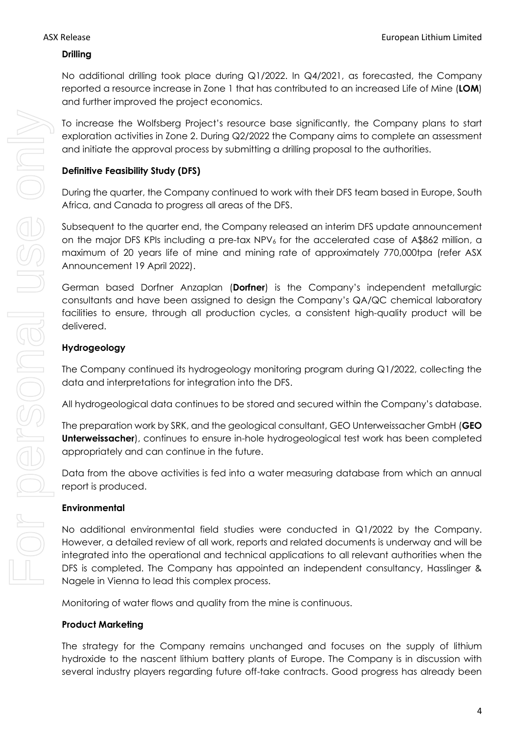**Drilling**

No additional drilling took place during Q1/2022. In Q4/2021, as forecasted, the Company reported a resource increase in Zone 1 that has contributed to an increased Life of Mine (**LOM**) and further improved the project economics.

To increase the Wolfsberg Project's resource base significantly, the Company plans to start exploration activities in Zone 2. During Q2/2022 the Company aims to complete an assessment and initiate the approval process by submitting a drilling proposal to the authorities.

**Definitive Feasibility Study (DFS)**

During the quarter, the Company continued to work with their DFS team based in Europe, South Africa, and Canada to progress all areas of the DFS.

Subsequent to the quarter end, the Company released an interim DFS update announcement on the major DFS KPIs including a pre-tax $NPV_6$ for the accelerated case of A$862 million, a maximum of 20 years life of mine and mining rate of approximately 770,000tpa (refer ASX Announcement 19 April 2022).

German based Dorfner Anzaplan (**Dorfner**) is the Company's independent metallurgic consultants and have been assigned to design the Company's QA/QC chemical laboratory facilities to ensure, through all production cycles, a consistent high-quality product will be delivered.

**Hydrogeology**

The Company continued its hydrogeology monitoring program during Q1/2022, collecting the data and interpretations for integration into the DFS.

All hydrogeological data continues to be stored and secured within the Company's database.

The preparation work by SRK, and the geological consultant, GEO Unterweissacher GmbH (**GEO Unterweissacher**), continues to ensure in-hole hydrogeological test work has been completed appropriately and can continue in the future.

Data from the above activities is fed into a water measuring database from which an annual report is produced.

**Environmental**

No additional environmental field studies were conducted in Q1/2022 by the Company. However, a detailed review of all work, reports and related documents is underway and will be integrated into the operational and technical applications to all relevant authorities when the DFS is completed. The Company has appointed an independent consultancy, Hasslinger & Nagele in Vienna to lead this complex process.

Monitoring of water flows and quality from the mine is continuous.

**Product Marketing**

The strategy for the Company remains unchanged and focuses on the supply of lithium hydroxide to the nascent lithium battery plants of Europe. The Company is in discussion with several industry players regarding future off-take contracts. Good progress has already been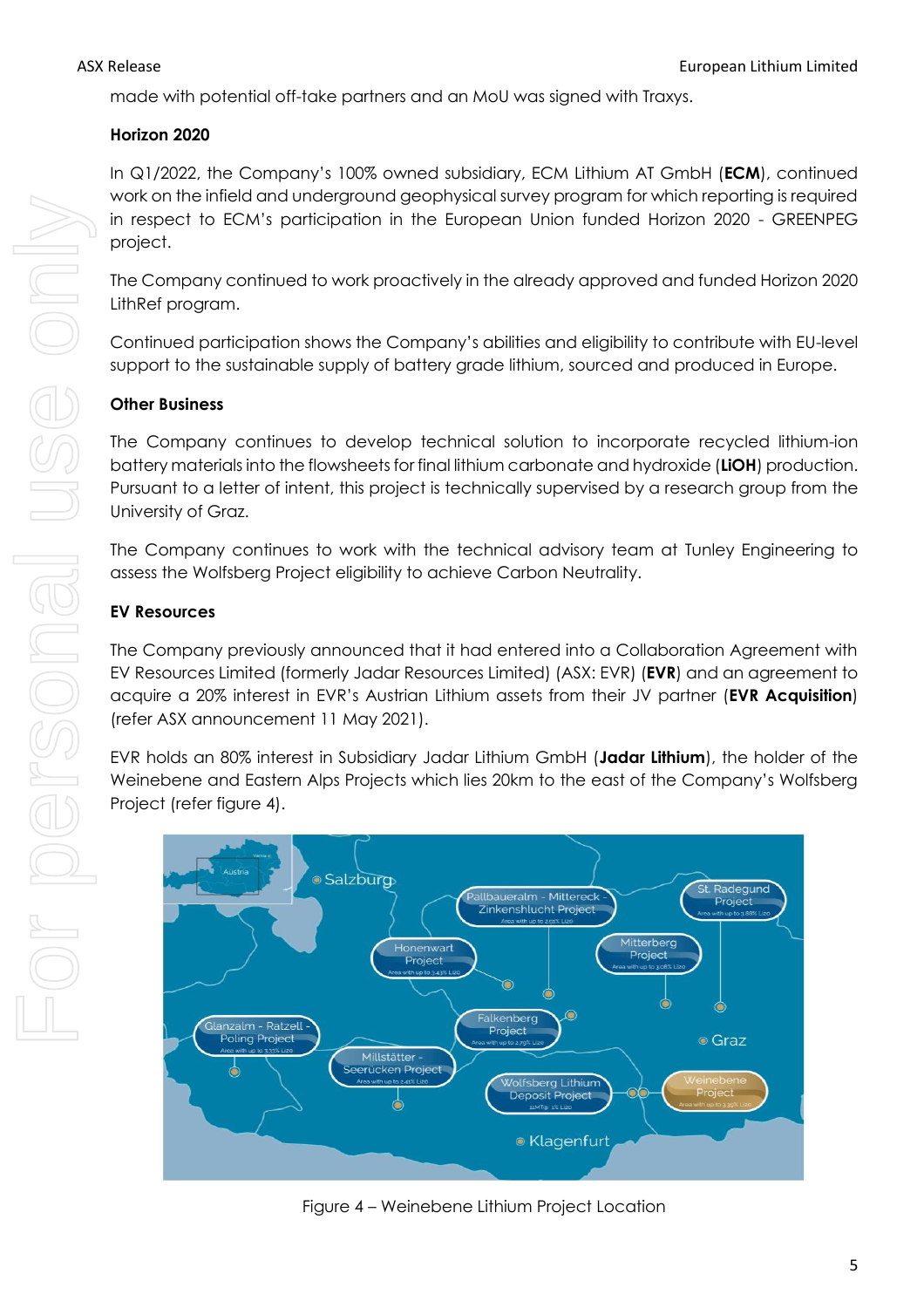made with potential off-take partners and an MoU was signed with Traxys.

**Horizon 2020**

In Q1/2022, the Company's 100% owned subsidiary, ECM Lithium AT GmbH (**ECM**), continued work on the infield and underground geophysical survey program for which reporting is required in respect to ECM's participation in the European Union funded Horizon 2020 - GREENPEG project.

The Company continued to work proactively in the already approved and funded Horizon 2020 LithRef program.

Continued participation shows the Company's abilities and eligibility to contribute with EU-level support to the sustainable supply of battery grade lithium, sourced and produced in Europe.

**Other Business**

The Company continues to develop technical solution to incorporate recycled lithium-ion battery materials into the flowsheets for final lithium carbonate and hydroxide (**LiOH**) production. Pursuant to a letter of intent, this project is technically supervised by a research group from the University of Graz.

The Company continues to work with the technical advisory team at Tunley Engineering to assess the Wolfsberg Project eligibility to achieve Carbon Neutrality.

**EV Resources**

The Company previously announced that it had entered into a Collaboration Agreement with EV Resources Limited (formerly Jadar Resources Limited) (ASX: EVR) (**EVR**) and an agreement to acquire a 20% interest in EVR's Austrian Lithium assets from their JV partner (**EVR Acquisition**) (refer ASX announcement 11 May 2021).

EVR holds an 80% interest in Subsidiary Jadar Lithium GmbH (**Jadar Lithium**), the holder of the Weinebene and Eastern Alps Projects which lies 20km to the east of the Company's Wolfsberg Project (refer figure 4).

Figure 4 – Weinebene Lithium Project Location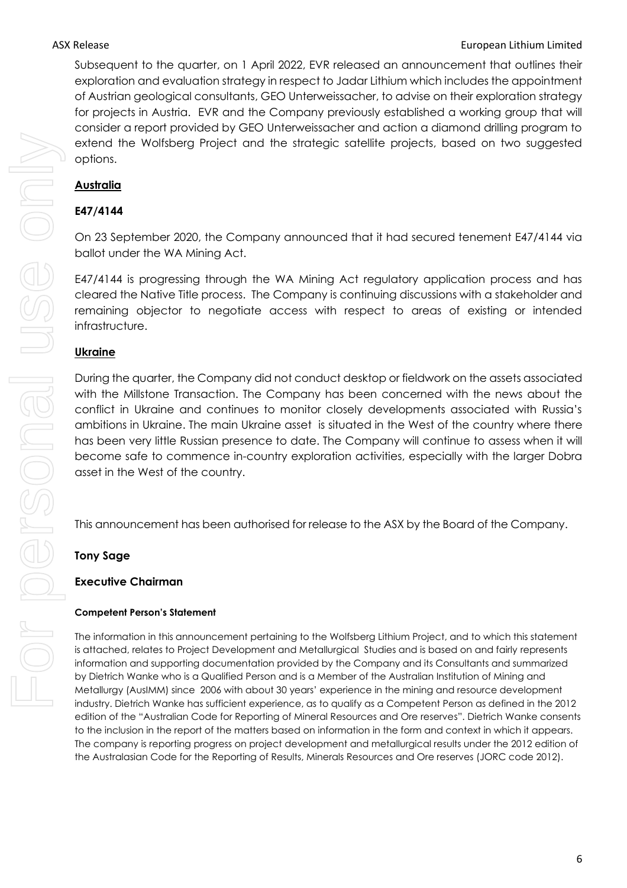Subsequent to the quarter, on 1 April 2022, EVR released an announcement that outlines their exploration and evaluation strategy in respect to Jadar Lithium which includes the appointment of Austrian geological consultants, GEO Unterweissacher, to advise on their exploration strategy for projects in Austria. EVR and the Company previously established a working group that will consider a report provided by GEO Unterweissacher and action a diamond drilling program to extend the Wolfsberg Project and the strategic satellite projects, based on two suggested options.

## **Australia**

### **E47/4144**

On 23 September 2020, the Company announced that it had secured tenement E47/4144 via ballot under the WA Mining Act.

E47/4144 is progressing through the WA Mining Act regulatory application process and has cleared the Native Title process. The Company is continuing discussions with a stakeholder and remaining objector to negotiate access with respect to areas of existing or intended infrastructure.

## **Ukraine**

During the quarter, the Company did not conduct desktop or fieldwork on the assets associated with the Millstone Transaction. The Company has been concerned with the news about the conflict in Ukraine and continues to monitor closely developments associated with Russia's ambitions in Ukraine. The main Ukraine asset is situated in the West of the country where there has been very little Russian presence to date. The Company will continue to assess when it will become safe to commence in-country exploration activities, especially with the larger Dobra asset in the West of the country.

This announcement has been authorised for release to the ASX by the Board of the Company.

**Tony Sage**

**Executive Chairman**

#### **Competent Person's Statement**

The information in this announcement pertaining to the Wolfsberg Lithium Project, and to which this statement is attached, relates to Project Development and Metallurgical Studies and is based on and fairly represents information and supporting documentation provided by the Company and its Consultants and summarized by Dietrich Wanke who is a Qualified Person and is a Member of the Australian Institution of Mining and Metallurgy (AusIMM) since 2006 with about 30 years' experience in the mining and resource development industry. Dietrich Wanke has sufficient experience, as to qualify as a Competent Person as defined in the 2012 edition of the "Australian Code for Reporting of Mineral Resources and Ore reserves". Dietrich Wanke consents to the inclusion in the report of the matters based on information in the form and context in which it appears. The company is reporting progress on project development and metallurgical results under the 2012 edition of the Australasian Code for the Reporting of Results, Minerals Resources and Ore reserves (JORC code 2012).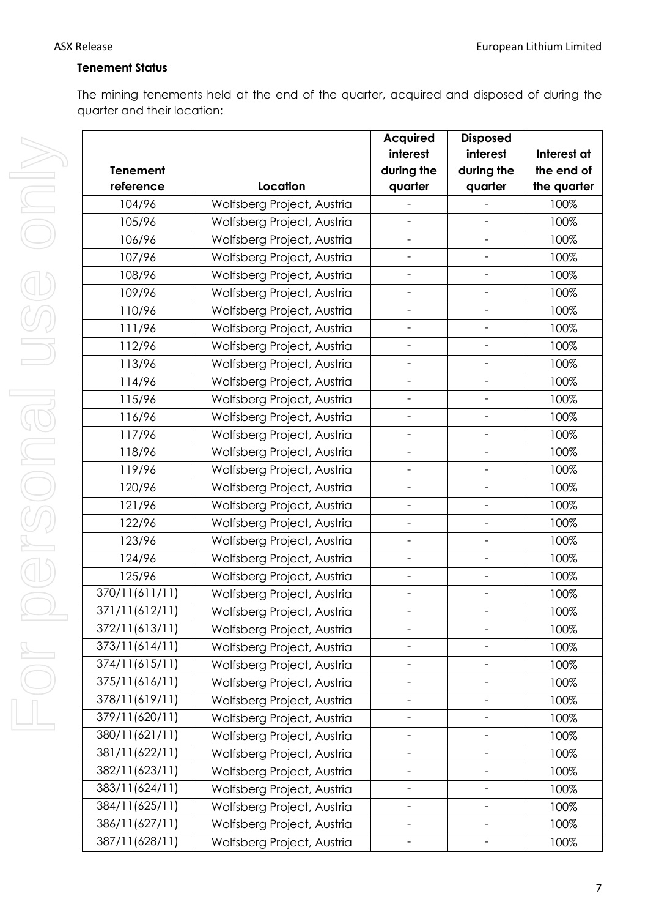**Tenement Status**

The mining tenements held at the end of the quarter, acquired and disposed of during the quarter and their location:

| Tenement reference | Location | Acquired interest during the quarter | Disposed interest during the quarter | Interest at the end of the quarter |
|---|---|---|---|---|
| 104/96 | Wolfsberg Project, Austria | - | - | 100% |
| 105/96 | Wolfsberg Project, Austria | - | - | 100% |
| 106/96 | Wolfsberg Project, Austria | - | - | 100% |
| 107/96 | Wolfsberg Project, Austria | - | - | 100% |
| 108/96 | Wolfsberg Project, Austria | - | - | 100% |
| 109/96 | Wolfsberg Project, Austria | - | - | 100% |
| 110/96 | Wolfsberg Project, Austria | - | - | 100% |
| 111/96 | Wolfsberg Project, Austria | - | - | 100% |
| 112/96 | Wolfsberg Project, Austria | - | - | 100% |
| 113/96 | Wolfsberg Project, Austria | - | - | 100% |
| 114/96 | Wolfsberg Project, Austria | - | - | 100% |
| 115/96 | Wolfsberg Project, Austria | - | - | 100% |
| 116/96 | Wolfsberg Project, Austria | - | - | 100% |
| 117/96 | Wolfsberg Project, Austria | - | - | 100% |
| 118/96 | Wolfsberg Project, Austria | - | - | 100% |
| 119/96 | Wolfsberg Project, Austria | - | - | 100% |
| 120/96 | Wolfsberg Project, Austria | - | - | 100% |
| 121/96 | Wolfsberg Project, Austria | - | - | 100% |
| 122/96 | Wolfsberg Project, Austria | - | - | 100% |
| 123/96 | Wolfsberg Project, Austria | - | - | 100% |
| 124/96 | Wolfsberg Project, Austria | - | - | 100% |
| 125/96 | Wolfsberg Project, Austria | - | - | 100% |
| 370/11(611/11) | Wolfsberg Project, Austria | - | - | 100% |
| 371/11(612/11) | Wolfsberg Project, Austria | - | - | 100% |
| 372/11(613/11) | Wolfsberg Project, Austria | - | - | 100% |
| 373/11(614/11) | Wolfsberg Project, Austria | - | - | 100% |
| 374/11(615/11) | Wolfsberg Project, Austria | - | - | 100% |
| 375/11(616/11) | Wolfsberg Project, Austria | - | - | 100% |
| 378/11(619/11) | Wolfsberg Project, Austria | - | - | 100% |
| 379/11(620/11) | Wolfsberg Project, Austria | - | - | 100% |
| 380/11(621/11) | Wolfsberg Project, Austria | - | - | 100% |
| 381/11(622/11) | Wolfsberg Project, Austria | - | - | 100% |
| 382/11(623/11) | Wolfsberg Project, Austria | - | - | 100% |
| 383/11(624/11) | Wolfsberg Project, Austria | - | - | 100% |
| 384/11(625/11) | Wolfsberg Project, Austria | - | - | 100% |
| 386/11(627/11) | Wolfsberg Project, Austria | - | - | 100% |
| 387/11(628/11) | Wolfsberg Project, Austria | - | - | 100% |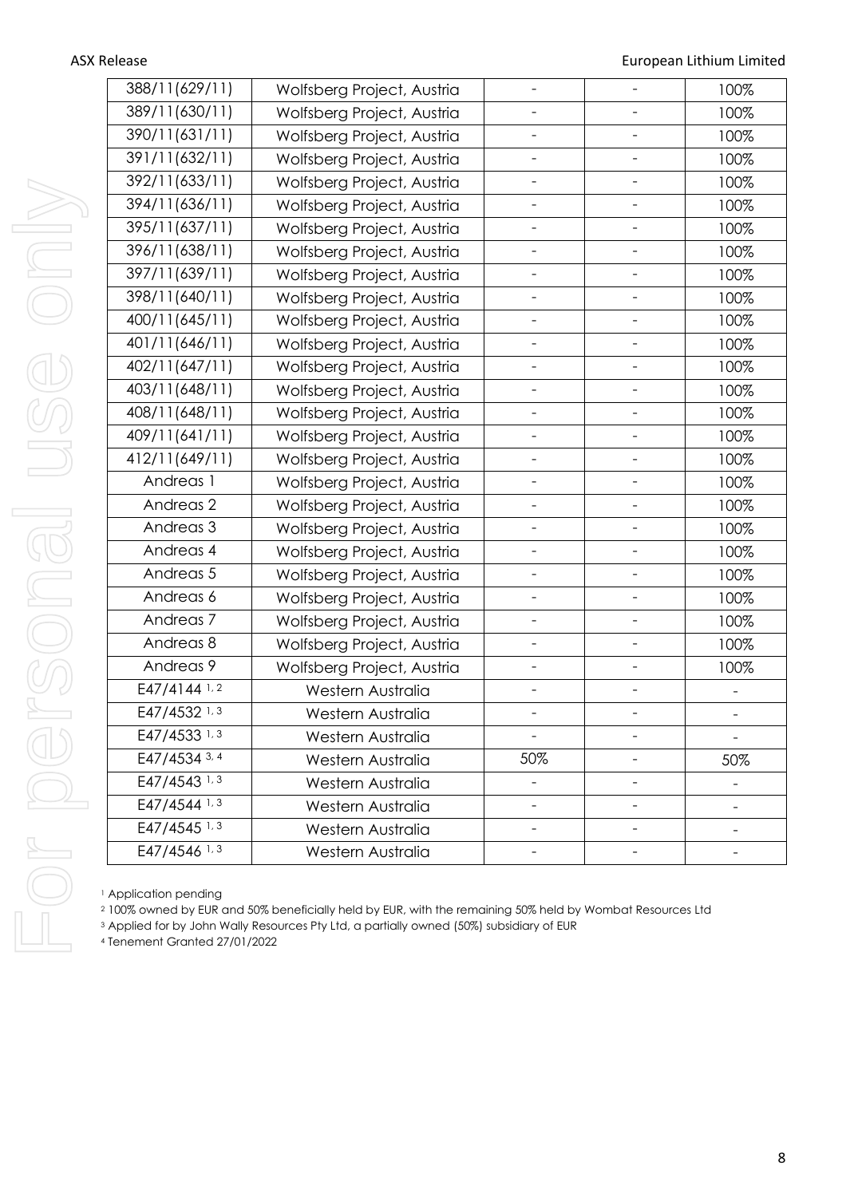| | | | | |
|---|---|---|---|---|
| 388/11(629/11) | Wolfsberg Project, Austria | - | - | 100% |
| 389/11(630/11) | Wolfsberg Project, Austria | - | - | 100% |
| 390/11(631/11) | Wolfsberg Project, Austria | - | - | 100% |
| 391/11(632/11) | Wolfsberg Project, Austria | - | - | 100% |
| 392/11(633/11) | Wolfsberg Project, Austria | - | - | 100% |
| 394/11(636/11) | Wolfsberg Project, Austria | - | - | 100% |
| 395/11(637/11) | Wolfsberg Project, Austria | - | - | 100% |
| 396/11(638/11) | Wolfsberg Project, Austria | - | - | 100% |
| 397/11(639/11) | Wolfsberg Project, Austria | - | - | 100% |
| 398/11(640/11) | Wolfsberg Project, Austria | - | - | 100% |
| 400/11(645/11) | Wolfsberg Project, Austria | - | - | 100% |
| 401/11(646/11) | Wolfsberg Project, Austria | - | - | 100% |
| 402/11(647/11) | Wolfsberg Project, Austria | - | - | 100% |
| 403/11(648/11) | Wolfsberg Project, Austria | - | - | 100% |
| 408/11(648/11) | Wolfsberg Project, Austria | - | - | 100% |
| 409/11(641/11) | Wolfsberg Project, Austria | - | - | 100% |
| 412/11(649/11) | Wolfsberg Project, Austria | - | - | 100% |
| Andreas 1 | Wolfsberg Project, Austria | - | - | 100% |
| Andreas 2 | Wolfsberg Project, Austria | - | - | 100% |
| Andreas 3 | Wolfsberg Project, Austria | - | - | 100% |
| Andreas 4 | Wolfsberg Project, Austria | - | - | 100% |
| Andreas 5 | Wolfsberg Project, Austria | - | - | 100% |
| Andreas 6 | Wolfsberg Project, Austria | - | - | 100% |
| Andreas 7 | Wolfsberg Project, Austria | - | - | 100% |
| Andreas 8 | Wolfsberg Project, Austria | - | - | 100% |
| Andreas 9 | Wolfsberg Project, Austria | - | - | 100% |
| E47/4144 [1, 2] | Western Australia | - | - | - |
| E47/4532 [1, 3] | Western Australia | - | - | - |
| E47/4533 [1, 3] | Western Australia | - | - | - |
| E47/4534 [3, 4] | Western Australia | 50% | - | 50% |
| E47/4543 [1, 3] | Western Australia | - | - | - |
| E47/4544 [1, 3] | Western Australia | - | - | - |
| E47/4545 [1, 3] | Western Australia | - | - | - |
| E47/4546 [1, 3] | Western Australia | - | - | - |

[1] Application pending

[2] 100% owned by EUR and 50% beneficially held by EUR, with the remaining 50% held by Wombat Resources Ltd

[3] Applied for by John Wally Resources Pty Ltd, a partially owned (50%) subsidiary of EUR

[4] Tenement Granted 27/01/2022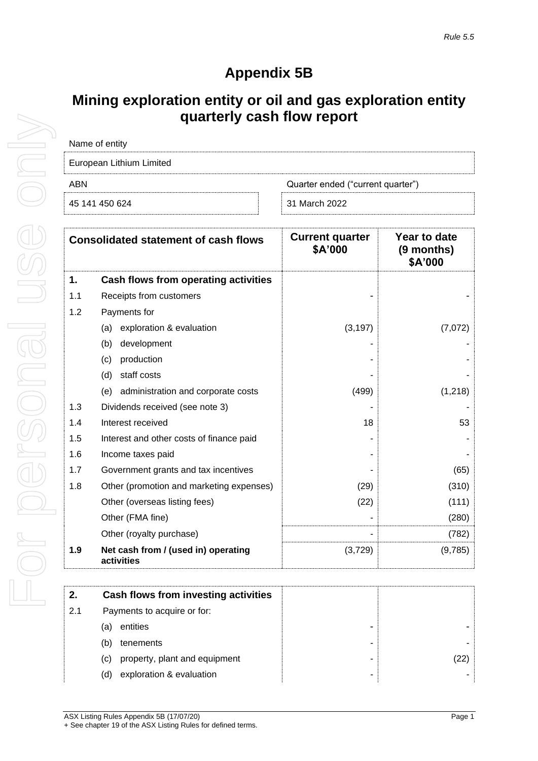*Rule 5.5*

# Appendix 5B

## Mining exploration entity or oil and gas exploration entity quarterly cash flow report

| Name of entity | |
|---|---|
| European Lithium Limited | |
| **ABN** | **Quarter ended ("current quarter")** |
| 45 141 450 624 | 31 March 2022 |

| | Consolidated statement of cash flows | Current quarter $A'000 | Year to date (9 months) $A'000 |
|---|---|---|---|
| **1.** | **Cash flows from operating activities** | | |
| 1.1 | Receipts from customers | - | - |
| 1.2 | Payments for | | |
| | (a) exploration & evaluation | (3,197) | (7,072) |
| | (b) development | - | - |
| | (c) production | - | - |
| | (d) staff costs | - | - |
| | (e) administration and corporate costs | (499) | (1,218) |
| 1.3 | Dividends received (see note 3) | - | - |
| 1.4 | Interest received | 18 | 53 |
| 1.5 | Interest and other costs of finance paid | - | - |
| 1.6 | Income taxes paid | - | - |
| 1.7 | Government grants and tax incentives | - | (65) |
| 1.8 | Other (promotion and marketing expenses) | (29) | (310) |
| | Other (overseas listing fees) | (22) | (111) |
| | Other (FMA fine) | - | (280) |
| | Other (royalty purchase) | - | (782) |
| **1.9** | **Net cash from / (used in) operating activities** | (3,729) | (9,785) |

| | | | |
|---|---|---|---|
| **2.** | **Cash flows from investing activities** | | |
| 2.1 | Payments to acquire or for: | | |
| | (a) entities | - | - |
| | (b) tenements | - | - |
| | (c) property, plant and equipment | - | (22) |
| | (d) exploration & evaluation | - | - |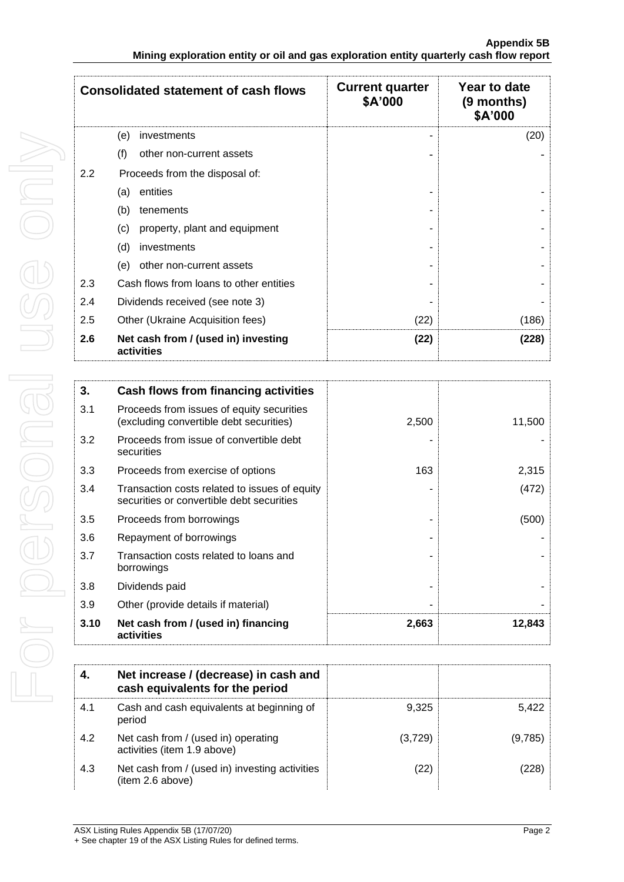| Consolidated statement of cash flows | | Current quarter $A'000 | Year to date (9 months) $A'000 |
|---|---|---|---|
| | (e) investments | - | (20) |
| | (f) other non-current assets | - | - |
| 2.2 | Proceeds from the disposal of: | | |
| | (a) entities | - | - |
| | (b) tenements | - | - |
| | (c) property, plant and equipment | - | - |
| | (d) investments | - | - |
| | (e) other non-current assets | - | - |
| 2.3 | Cash flows from loans to other entities | - | - |
| 2.4 | Dividends received (see note 3) | - | - |
| 2.5 | Other (Ukraine Acquisition fees) | (22) | (186) |
| **2.6** | **Net cash from / (used in) investing activities** | **(22)** | **(228)** |

| **3.** | **Cash flows from financing activities** | | |
|---|---|---|---|
| 3.1 | Proceeds from issues of equity securities (excluding convertible debt securities) | 2,500 | 11,500 |
| 3.2 | Proceeds from issue of convertible debt securities | - | - |
| 3.3 | Proceeds from exercise of options | 163 | 2,315 |
| 3.4 | Transaction costs related to issues of equity securities or convertible debt securities | - | (472) |
| 3.5 | Proceeds from borrowings | - | (500) |
| 3.6 | Repayment of borrowings | - | - |
| 3.7 | Transaction costs related to loans and borrowings | - | - |
| 3.8 | Dividends paid | - | - |
| 3.9 | Other (provide details if material) | - | - |
| **3.10** | **Net cash from / (used in) financing activities** | **2,663** | **12,843** |

| **4.** | **Net increase / (decrease) in cash and cash equivalents for the period** | | |
|---|---|---|---|
| 4.1 | Cash and cash equivalents at beginning of period | 9,325 | 5,422 |
| 4.2 | Net cash from / (used in) operating activities (item 1.9 above) | (3,729) | (9,785) |
| 4.3 | Net cash from / (used in) investing activities (item 2.6 above) | (22) | (228) |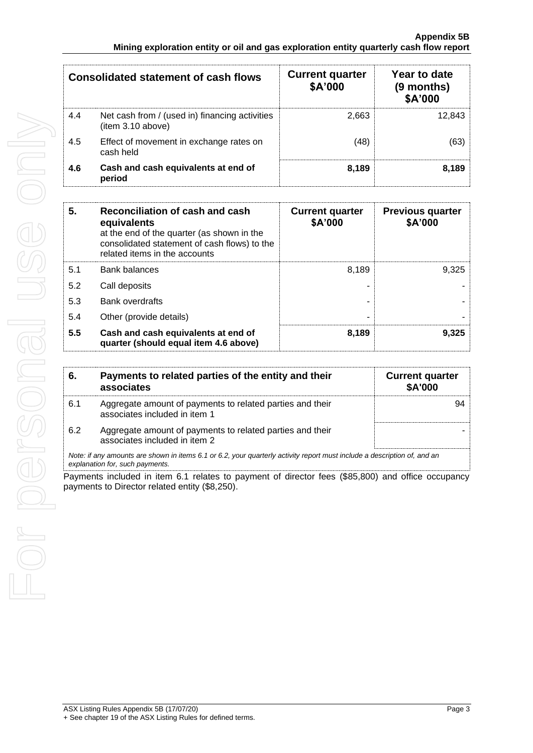| Consolidated statement of cash flows | | Current quarter $A'000 | Year to date (9 months) $A'000 |
|---|---|---|---|
| 4.4 | Net cash from / (used in) financing activities (item 3.10 above) | 2,663 | 12,843 |
| 4.5 | Effect of movement in exchange rates on cash held | (48) | (63) |
| **4.6** | **Cash and cash equivalents at end of period** | **8,189** | **8,189** |

| 5. | Reconciliation of cash and cash equivalents at the end of the quarter (as shown in the consolidated statement of cash flows) to the related items in the accounts | Current quarter $A'000 | Previous quarter $A'000 |
|---|---|---|---|
| 5.1 | Bank balances | 8,189 | 9,325 |
| 5.2 | Call deposits | - | - |
| 5.3 | Bank overdrafts | - | - |
| 5.4 | Other (provide details) | - | - |
| **5.5** | **Cash and cash equivalents at end of quarter (should equal item 4.6 above)** | **8,189** | **9,325** |

| 6. | Payments to related parties of the entity and their associates | Current quarter $A'000 |
|---|---|---|
| 6.1 | Aggregate amount of payments to related parties and their associates included in item 1 | 94 |
| 6.2 | Aggregate amount of payments to related parties and their associates included in item 2 | - |

*Note: if any amounts are shown in items 6.1 or 6.2, your quarterly activity report must include a description of, and an explanation for, such payments.*

Payments included in item 6.1 relates to payment of director fees ($85,800) and office occupancy payments to Director related entity ($8,250).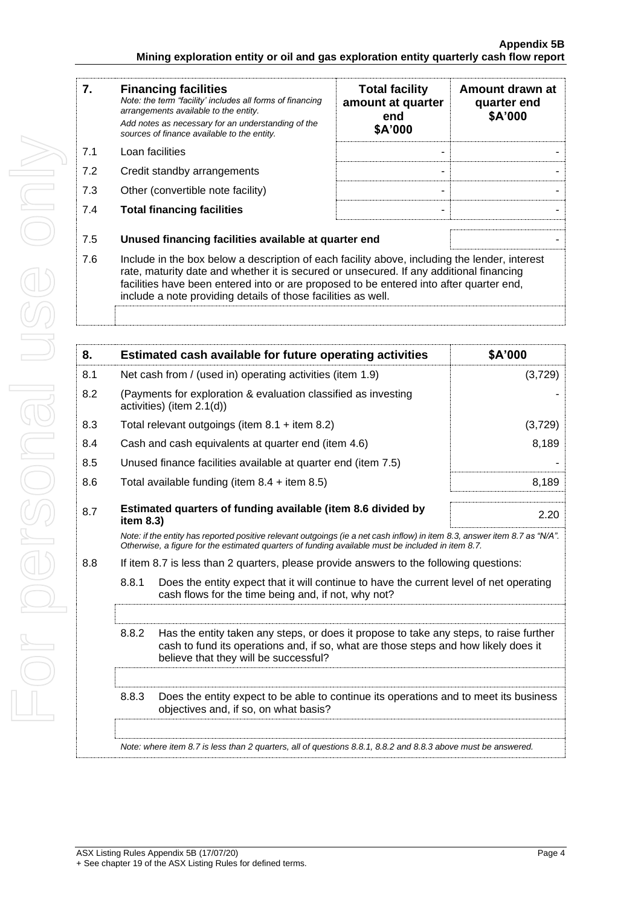| 7. | Financing facilities<br>*Note: the term "facility' includes all forms of financing arrangements available to the entity.*<br>*Add notes as necessary for an understanding of the sources of finance available to the entity.* | Total facility amount at quarter end<br>$A'000 | Amount drawn at quarter end<br>$A'000 |
|---|---|---|---|
| 7.1 | Loan facilities | - | - |
| 7.2 | Credit standby arrangements | - | - |
| 7.3 | Other (convertible note facility) | - | - |
| 7.4 | **Total financing facilities** | - | - |
| 7.5 | **Unused financing facilities available at quarter end** | | - |
| 7.6 | Include in the box below a description of each facility above, including the lender, interest rate, maturity date and whether it is secured or unsecured. If any additional financing facilities have been entered into or are proposed to be entered into after quarter end, include a note providing details of those facilities as well. | | |

| 8. | Estimated cash available for future operating activities | $A'000 |
|---|---|---|
| 8.1 | Net cash from / (used in) operating activities (item 1.9) | (3,729) |
| 8.2 | (Payments for exploration & evaluation classified as investing activities) (item 2.1(d)) | - |
| 8.3 | Total relevant outgoings (item 8.1 + item 8.2) | (3,729) |
| 8.4 | Cash and cash equivalents at quarter end (item 4.6) | 8,189 |
| 8.5 | Unused finance facilities available at quarter end (item 7.5) | - |
| 8.6 | Total available funding (item 8.4 + item 8.5) | 8,189 |
| 8.7 | **Estimated quarters of funding available (item 8.6 divided by item 8.3)** | 2.20 |

*Note: if the entity has reported positive relevant outgoings (ie a net cash inflow) in item 8.3, answer item 8.7 as "N/A". Otherwise, a figure for the estimated quarters of funding available must be included in item 8.7.*

8.8 If item 8.7 is less than 2 quarters, please provide answers to the following questions:

8.8.1 Does the entity expect that it will continue to have the current level of net operating cash flows for the time being and, if not, why not?

8.8.2 Has the entity taken any steps, or does it propose to take any steps, to raise further cash to fund its operations and, if so, what are those steps and how likely does it believe that they will be successful?

8.8.3 Does the entity expect to be able to continue its operations and to meet its business objectives and, if so, on what basis?

*Note: where item 8.7 is less than 2 quarters, all of questions 8.8.1, 8.8.2 and 8.8.3 above must be answered.*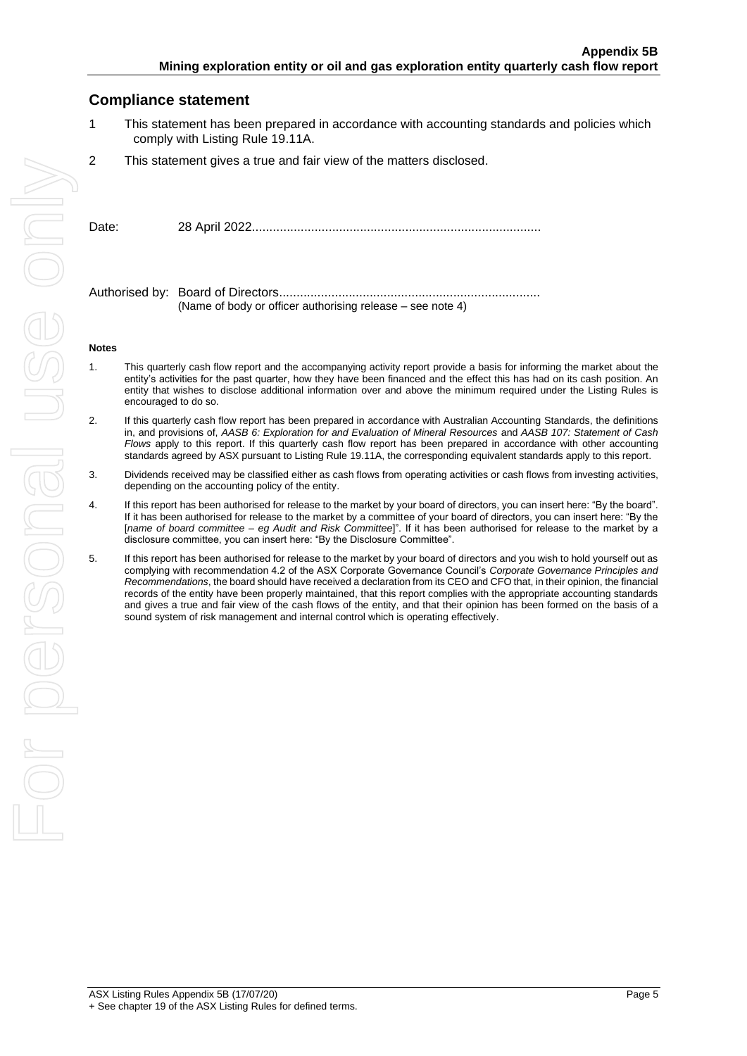## Compliance statement

1. This statement has been prepared in accordance with accounting standards and policies which comply with Listing Rule 19.11A.
2. This statement gives a true and fair view of the matters disclosed.

Date: 28 April 2022..................................................................................

Authorised by: Board of Directors...........................................................................
(Name of body or officer authorising release – see note 4)

**Notes**

1. This quarterly cash flow report and the accompanying activity report provide a basis for informing the market about the entity's activities for the past quarter, how they have been financed and the effect this has had on its cash position. An entity that wishes to disclose additional information over and above the minimum required under the Listing Rules is encouraged to do so.
2. If this quarterly cash flow report has been prepared in accordance with Australian Accounting Standards, the definitions in, and provisions of, *AASB 6: Exploration for and Evaluation of Mineral Resources* and *AASB 107: Statement of Cash Flows* apply to this report. If this quarterly cash flow report has been prepared in accordance with other accounting standards agreed by ASX pursuant to Listing Rule 19.11A, the corresponding equivalent standards apply to this report.
3. Dividends received may be classified either as cash flows from operating activities or cash flows from investing activities, depending on the accounting policy of the entity.
4. If this report has been authorised for release to the market by your board of directors, you can insert here: "By the board". If it has been authorised for release to the market by a committee of your board of directors, you can insert here: "By the [*name of board committee – eg Audit and Risk Committee*]". If it has been authorised for release to the market by a disclosure committee, you can insert here: "By the Disclosure Committee".
5. If this report has been authorised for release to the market by your board of directors and you wish to hold yourself out as complying with recommendation 4.2 of the ASX Corporate Governance Council's *Corporate Governance Principles and Recommendations*, the board should have received a declaration from its CEO and CFO that, in their opinion, the financial records of the entity have been properly maintained, that this report complies with the appropriate accounting standards and gives a true and fair view of the cash flows of the entity, and that their opinion has been formed on the basis of a sound system of risk management and internal control which is operating effectively.